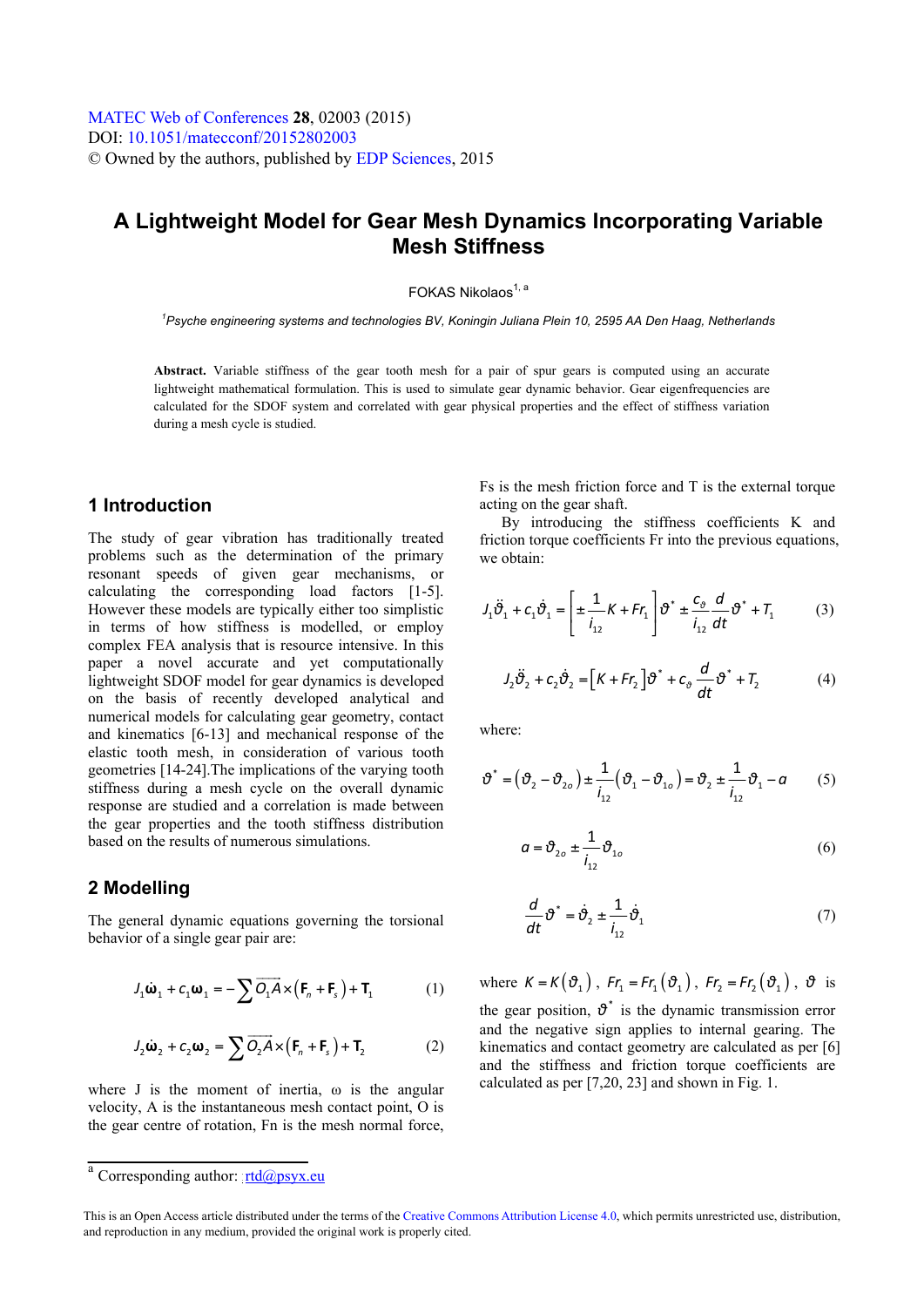MATEC Web of Conferences **28**, 02003 (2015)
DOI: 10.1051/matecconf/20152802003
© Owned by the authors, published by EDP Sciences, 2015

# A Lightweight Model for Gear Mesh Dynamics Incorporating Variable Mesh Stiffness

FOKAS Nikolaos[1, a]

[1] *Psyche engineering systems and technologies BV, Koningin Juliana Plein 10, 2595 AA Den Haag, Netherlands*

**Abstract.** Variable stiffness of the gear tooth mesh for a pair of spur gears is computed using an accurate lightweight mathematical formulation. This is used to simulate gear dynamic behavior. Gear eigenfrequencies are calculated for the SDOF system and correlated with gear physical properties and the effect of stiffness variation during a mesh cycle is studied.

## 1 Introduction

The study of gear vibration has traditionally treated problems such as the determination of the primary resonant speeds of given gear mechanisms, or calculating the corresponding load factors [1-5]. However these models are typically either too simplistic in terms of how stiffness is modelled, or employ complex FEA analysis that is resource intensive. In this paper a novel accurate and yet computationally lightweight SDOF model for gear dynamics is developed on the basis of recently developed analytical and numerical models for calculating gear geometry, contact and kinematics [6-13] and mechanical response of the elastic tooth mesh, in consideration of various tooth geometries [14-24].The implications of the varying tooth stiffness during a mesh cycle on the overall dynamic response are studied and a correlation is made between the gear properties and the tooth stiffness distribution based on the results of numerous simulations.

## 2 Modelling

The general dynamic equations governing the torsional behavior of a single gear pair are:

$$J_1\dot{\boldsymbol{\omega}}_1 + c_1\boldsymbol{\omega}_1 = -\sum \overrightarrow{O_1A}\times\left(\mathbf{F}_n + \mathbf{F}_s\right) + \mathbf{T}_1 \tag{1}$$

$$J_2\dot{\boldsymbol{\omega}}_2 + c_2\boldsymbol{\omega}_2 = \sum \overrightarrow{O_2A}\times\left(\mathbf{F}_n + \mathbf{F}_s\right) + \mathbf{T}_2 \tag{2}$$

where J is the moment of inertia, ω is the angular velocity, A is the instantaneous mesh contact point, O is the gear centre of rotation, Fn is the mesh normal force, Fs is the mesh friction force and T is the external torque acting on the gear shaft.

By introducing the stiffness coefficients K and friction torque coefficients Fr into the previous equations, we obtain:

$$J_1\ddot{\vartheta}_1 + c_1\dot{\vartheta}_1 = \left[\pm\frac{1}{i_{12}}K + Fr_1\right]\vartheta^* \pm \frac{c_\vartheta}{i_{12}}\frac{d}{dt}\vartheta^* + T_1 \tag{3}$$

$$J_2\ddot{\vartheta}_2 + c_2\dot{\vartheta}_2 = \left[K + Fr_2\right]\vartheta^* + c_\vartheta\frac{d}{dt}\vartheta^* + T_2 \tag{4}$$

where:

$$\vartheta^* = \left(\vartheta_2 - \vartheta_{2o}\right) \pm \frac{1}{i_{12}}\left(\vartheta_1 - \vartheta_{1o}\right) = \vartheta_2 \pm \frac{1}{i_{12}}\vartheta_1 - a \tag{5}$$

$$a = \vartheta_{2o} \pm \frac{1}{i_{12}}\vartheta_{1o} \tag{6}$$

$$\frac{d}{dt}\vartheta^* = \dot{\vartheta}_2 \pm \frac{1}{i_{12}}\dot{\vartheta}_1 \tag{7}$$

where $K = K\left(\vartheta_1\right)$, $Fr_1 = Fr_1\left(\vartheta_1\right)$, $Fr_2 = Fr_2\left(\vartheta_1\right)$, $\vartheta$ is the gear position, $\vartheta^*$ is the dynamic transmission error and the negative sign applies to internal gearing. The kinematics and contact geometry are calculated as per [6] and the stiffness and friction torque coefficients are calculated as per [7,20, 23] and shown in Fig. 1.

[a] Corresponding author: rtd@psyx.eu

This is an Open Access article distributed under the terms of the Creative Commons Attribution License 4.0, which permits unrestricted use, distribution, and reproduction in any medium, provided the original work is properly cited.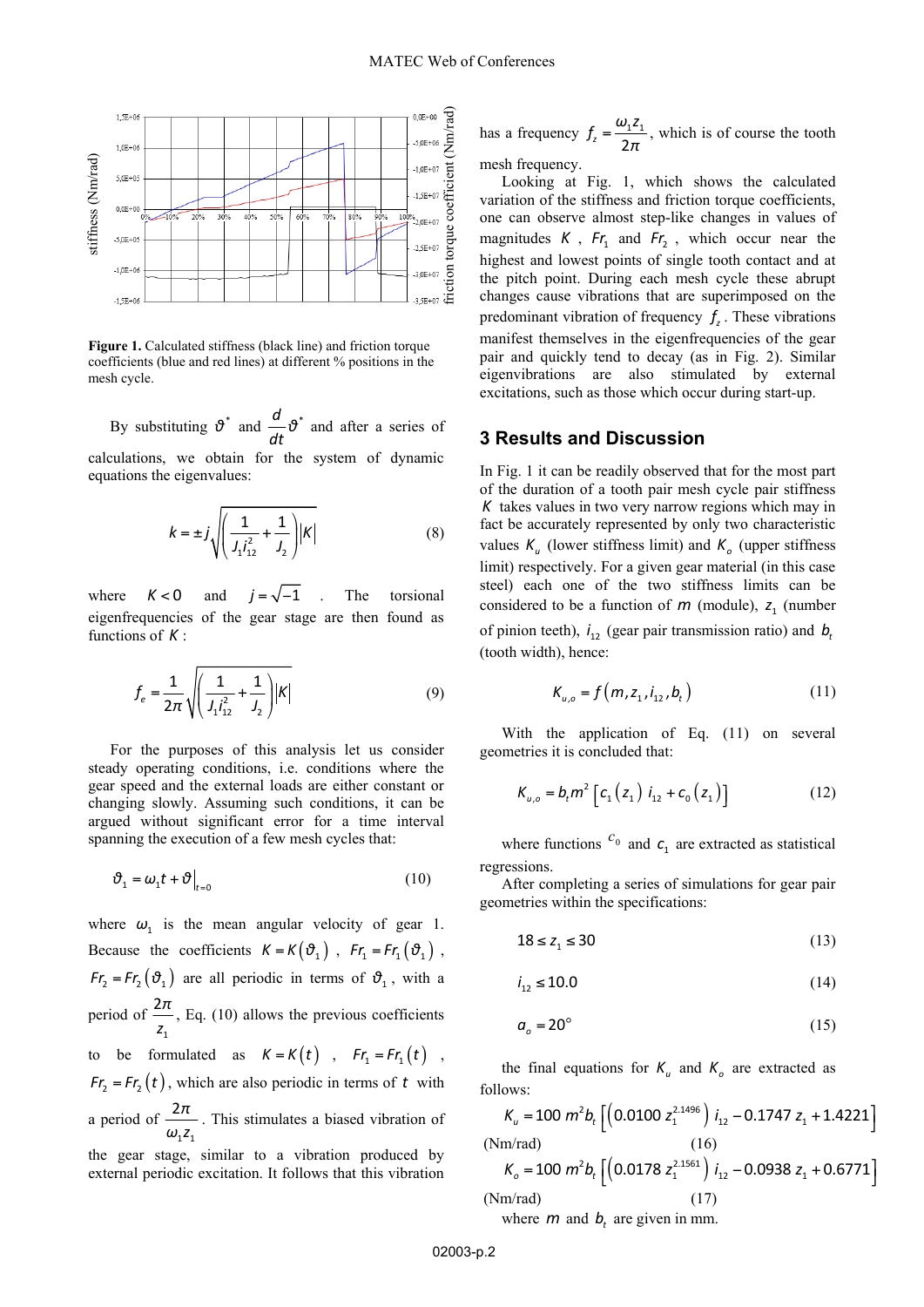**Figure 1.** Calculated stiffness (black line) and friction torque coefficients (blue and red lines) at different % positions in the mesh cycle.

By substituting $\vartheta^*$ and $\frac{d}{dt}\vartheta^*$ and after a series of calculations, we obtain for the system of dynamic equations the eigenvalues:

$$k = \pm j\sqrt{\left(\frac{1}{J_1 i_{12}^2} + \frac{1}{J_2}\right)|K|} \tag{8}$$

where $K < 0$ and $j = \sqrt{-1}$. The torsional eigenfrequencies of the gear stage are then found as functions of $K$:

$$f_e = \frac{1}{2\pi}\sqrt{\left(\frac{1}{J_1 i_{12}^2} + \frac{1}{J_2}\right)|K|} \tag{9}$$

For the purposes of this analysis let us consider steady operating conditions, i.e. conditions where the gear speed and the external loads are either constant or changing slowly. Assuming such conditions, it can be argued without significant error for a time interval spanning the execution of a few mesh cycles that:

$$\vartheta_1 = \omega_1 t + \vartheta\big|_{t=0} \tag{10}$$

where $\omega_1$ is the mean angular velocity of gear 1. Because the coefficients $K = K(\vartheta_1)$, $Fr_1 = Fr_1(\vartheta_1)$, $Fr_2 = Fr_2(\vartheta_1)$ are all periodic in terms of $\vartheta_1$, with a period of $\frac{2\pi}{z_1}$, Eq. (10) allows the previous coefficients to be formulated as $K = K(t)$, $Fr_1 = Fr_1(t)$, $Fr_2 = Fr_2(t)$, which are also periodic in terms of $t$ with a period of $\frac{2\pi}{\omega_1 z_1}$. This stimulates a biased vibration of the gear stage, similar to a vibration produced by external periodic excitation. It follows that this vibration has a frequency $f_z = \frac{\omega_1 z_1}{2\pi}$, which is of course the tooth mesh frequency.

Looking at Fig. 1, which shows the calculated variation of the stiffness and friction torque coefficients, one can observe almost step-like changes in values of magnitudes $K$, $Fr_1$ and $Fr_2$, which occur near the highest and lowest points of single tooth contact and at the pitch point. During each mesh cycle these abrupt changes cause vibrations that are superimposed on the predominant vibration of frequency $f_z$. These vibrations manifest themselves in the eigenfrequencies of the gear pair and quickly tend to decay (as in Fig. 2). Similar eigenvibrations are also stimulated by external excitations, such as those which occur during start-up.

## 3 Results and Discussion

In Fig. 1 it can be readily observed that for the most part of the duration of a tooth pair mesh cycle pair stiffness $K$ takes values in two very narrow regions which may in fact be accurately represented by only two characteristic values $K_u$ (lower stiffness limit) and $K_o$ (upper stiffness limit) respectively. For a given gear material (in this case steel) each one of the two stiffness limits can be considered to be a function of $m$ (module), $z_1$ (number of pinion teeth), $i_{12}$ (gear pair transmission ratio) and $b_t$ (tooth width), hence:

$$K_{u,o} = f\left(m, z_1, i_{12}, b_t\right) \tag{11}$$

With the application of Eq. (11) on several geometries it is concluded that:

$$K_{u,o} = b_t m^2 \left[c_1(z_1)\, i_{12} + c_0(z_1)\right] \tag{12}$$

where functions $c_0$ and $c_1$ are extracted as statistical regressions.

After completing a series of simulations for gear pair geometries within the specifications:

$$18 \le z_1 \le 30 \tag{13}$$

$$i_{12} \le 10.0 \tag{14}$$

$$a_o = 20° \tag{15}$$

the final equations for $K_u$ and $K_o$ are extracted as follows:

$$K_u = 100\, m^2 b_t \left[\left(0.0100\, z_1^{2.1496}\right) i_{12} - 0.1747\, z_1 + 1.4221\right]$$
(Nm/rad) (16)

$$K_o = 100\, m^2 b_t \left[\left(0.0178\, z_1^{2.1561}\right) i_{12} - 0.0938\, z_1 + 0.6771\right]$$
(Nm/rad) (17)

where $m$ and $b_t$ are given in mm.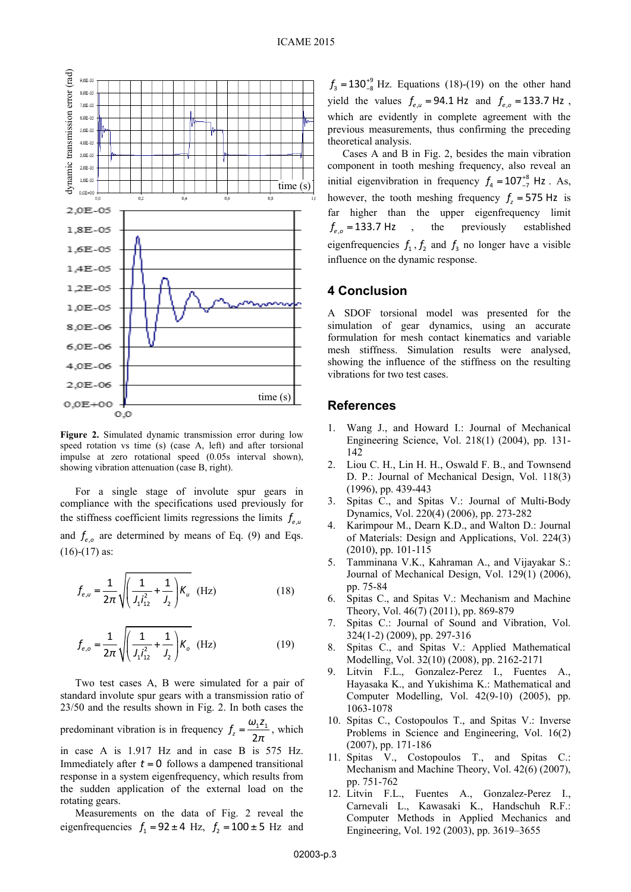Figure 2. Simulated dynamic transmission error during low speed rotation vs time (s) (case A, left) and after torsional impulse at zero rotational speed (0.05s interval shown), showing vibration attenuation (case B, right).

For a single stage of involute spur gears in compliance with the specifications used previously for the stiffness coefficient limits regressions the limits $f_{e,u}$ and $f_{e,o}$ are determined by means of Eq. (9) and Eqs. (16)-(17) as:

$$f_{e,u} = \frac{1}{2\pi}\sqrt{\left(\frac{1}{J_1 i_{12}^2} + \frac{1}{J_2}\right) K_u} \text{ (Hz)} \quad (18)$$

$$f_{e,o} = \frac{1}{2\pi}\sqrt{\left(\frac{1}{J_1 i_{12}^2} + \frac{1}{J_2}\right) K_o} \text{ (Hz)} \quad (19)$$

Two test cases A, B were simulated for a pair of standard involute spur gears with a transmission ratio of 23/50 and the results shown in Fig. 2. In both cases the predominant vibration is in frequency $f_z = \frac{\omega_1 z_1}{2\pi}$, which in case A is 1.917 Hz and in case B is 575 Hz. Immediately after $t = 0$ follows a dampened transitional response in a system eigenfrequency, which results from the sudden application of the external load on the rotating gears.

Measurements on the data of Fig. 2 reveal the eigenfrequencies $f_1 = 92 \pm 4$ Hz, $f_2 = 100 \pm 5$ Hz and $f_3 = 130_{-8}^{+9}$ Hz. Equations (18)-(19) on the other hand yield the values $f_{e,u} = 94.1$ Hz and $f_{e,o} = 133.7$ Hz, which are evidently in complete agreement with the previous measurements, thus confirming the preceding theoretical analysis.

Cases A and B in Fig. 2, besides the main vibration component in tooth meshing frequency, also reveal an initial eigenvibration in frequency $f_4 = 107_{-7}^{+8}$ Hz. As, however, the tooth meshing frequency $f_z = 575$ Hz is far higher than the upper eigenfrequency limit $f_{e,o} = 133.7$ Hz, the previously established eigenfrequencies $f_1, f_2$ and $f_3$ no longer have a visible influence on the dynamic response.

## 4 Conclusion

A SDOF torsional model was presented for the simulation of gear dynamics, using an accurate formulation for mesh contact kinematics and variable mesh stiffness. Simulation results were analysed, showing the influence of the stiffness on the resulting vibrations for two test cases.

## References

1. Wang J., and Howard I.: Journal of Mechanical Engineering Science, Vol. 218(1) (2004), pp. 131-142
2. Liou C. H., Lin H. H., Oswald F. B., and Townsend D. P.: Journal of Mechanical Design, Vol. 118(3) (1996), pp. 439-443
3. Spitas C., and Spitas V.: Journal of Multi-Body Dynamics, Vol. 220(4) (2006), pp. 273-282
4. Karimpour M., Dearn K.D., and Walton D.: Journal of Materials: Design and Applications, Vol. 224(3) (2010), pp. 101-115
5. Tamminana V.K., Kahraman A., and Vijayakar S.: Journal of Mechanical Design, Vol. 129(1) (2006), pp. 75-84
6. Spitas C., and Spitas V.: Mechanism and Machine Theory, Vol. 46(7) (2011), pp. 869-879
7. Spitas C.: Journal of Sound and Vibration, Vol. 324(1-2) (2009), pp. 297-316
8. Spitas C., and Spitas V.: Applied Mathematical Modelling, Vol. 32(10) (2008), pp. 2162-2171
9. Litvin F.L., Gonzalez-Perez I., Fuentes A., Hayasaka K., and Yukishima K.: Mathematical and Computer Modelling, Vol. 42(9-10) (2005), pp. 1063-1078
10. Spitas C., Costopoulos T., and Spitas V.: Inverse Problems in Science and Engineering, Vol. 16(2) (2007), pp. 171-186
11. Spitas V., Costopoulos T., and Spitas C.: Mechanism and Machine Theory, Vol. 42(6) (2007), pp. 751-762
12. Litvin F.L., Fuentes A., Gonzalez-Perez I., Carnevali L., Kawasaki K., Handschuh R.F.: Computer Methods in Applied Mechanics and Engineering, Vol. 192 (2003), pp. 3619–3655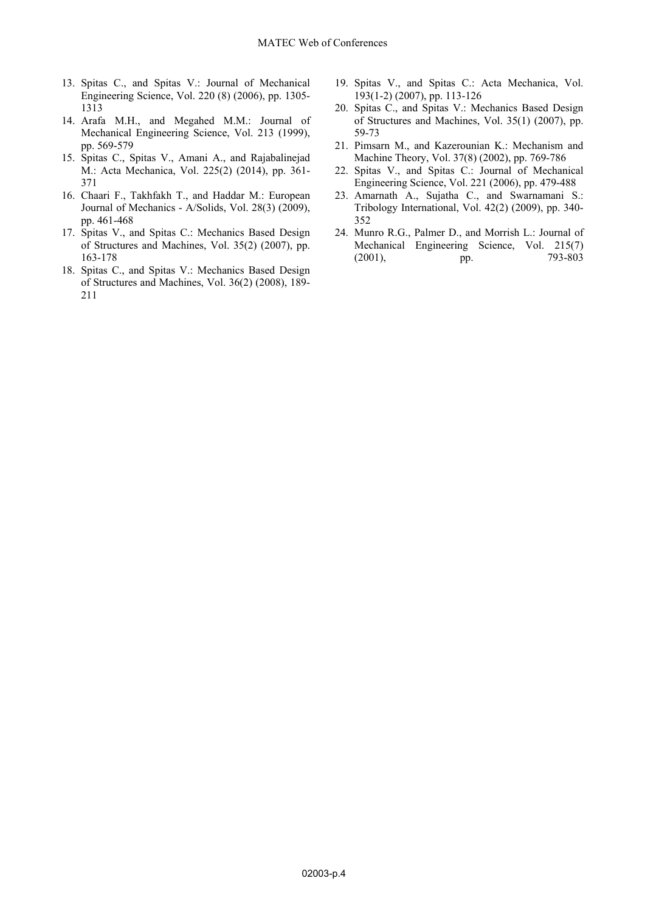13. Spitas C., and Spitas V.: Journal of Mechanical Engineering Science, Vol. 220 (8) (2006), pp. 1305-1313
14. Arafa M.H., and Megahed M.M.: Journal of Mechanical Engineering Science, Vol. 213 (1999), pp. 569-579
15. Spitas C., Spitas V., Amani A., and Rajabalinejad M.: Acta Mechanica, Vol. 225(2) (2014), pp. 361-371
16. Chaari F., Takhfakh T., and Haddar M.: European Journal of Mechanics - A/Solids, Vol. 28(3) (2009), pp. 461-468
17. Spitas V., and Spitas C.: Mechanics Based Design of Structures and Machines, Vol. 35(2) (2007), pp. 163-178
18. Spitas C., and Spitas V.: Mechanics Based Design of Structures and Machines, Vol. 36(2) (2008), 189-211
19. Spitas V., and Spitas C.: Acta Mechanica, Vol. 193(1-2) (2007), pp. 113-126
20. Spitas C., and Spitas V.: Mechanics Based Design of Structures and Machines, Vol. 35(1) (2007), pp. 59-73
21. Pimsarn M., and Kazerounian K.: Mechanism and Machine Theory, Vol. 37(8) (2002), pp. 769-786
22. Spitas V., and Spitas C.: Journal of Mechanical Engineering Science, Vol. 221 (2006), pp. 479-488
23. Amarnath A., Sujatha C., and Swarnamani S.: Tribology International, Vol. 42(2) (2009), pp. 340-352
24. Munro R.G., Palmer D., and Morrish L.: Journal of Mechanical Engineering Science, Vol. 215(7) (2001), pp. 793-803